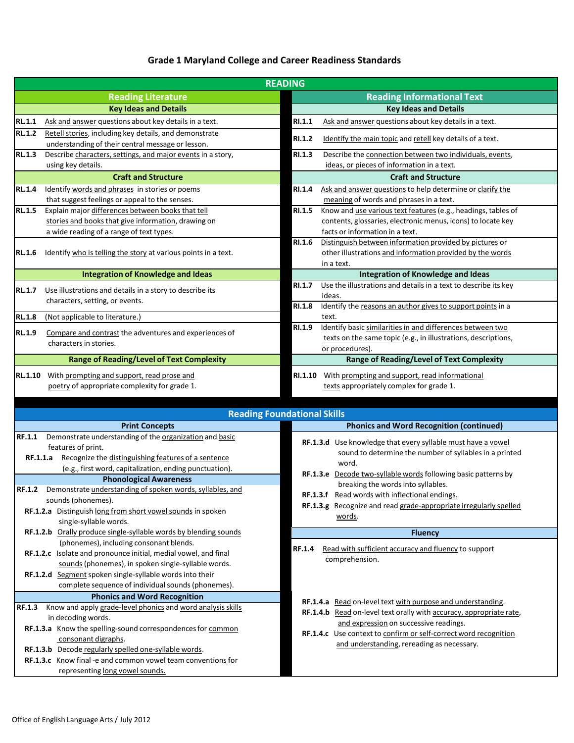# Grade 1 Maryland College and Career Readiness Standards

## READING

| Reading Literature | Reading Informational Text |
| --- | --- |
| **Key Ideas and Details** | **Key Ideas and Details** |
| **RL.1.1** Ask and answer questions about key details in a text. | **RI.1.1** Ask and answer questions about key details in a text. |
| **RL.1.2** Retell stories, including key details, and demonstrate understanding of their central message or lesson. | **RI.1.2** Identify the main topic and retell key details of a text. |
| **RL.1.3** Describe characters, settings, and major events in a story, using key details. | **RI.1.3** Describe the connection between two individuals, events, ideas, or pieces of information in a text. |
| **Craft and Structure** | **Craft and Structure** |
| **RL.1.4** Identify words and phrases in stories or poems that suggest feelings or appeal to the senses. | **RI.1.4** Ask and answer questions to help determine or clarify the meaning of words and phrases in a text. |
| **RL.1.5** Explain major differences between books that tell stories and books that give information, drawing on a wide reading of a range of text types. | **RI.1.5** Know and use various text features (e.g., headings, tables of contents, glossaries, electronic menus, icons) to locate key facts or information in a text. |
| **RL.1.6** Identify who is telling the story at various points in a text. | **RI.1.6** Distinguish between information provided by pictures or other illustrations and information provided by the words in a text. |
| **Integration of Knowledge and Ideas** | **Integration of Knowledge and Ideas** |
| **RL.1.7** Use illustrations and details in a story to describe its characters, setting, or events. | **RI.1.7** Use the illustrations and details in a text to describe its key ideas. |
| **RL.1.8** (Not applicable to literature.) | **RI.1.8** Identify the reasons an author gives to support points in a text. |
| **RL.1.9** Compare and contrast the adventures and experiences of characters in stories. | **RI.1.9** Identify basic similarities in and differences between two texts on the same topic (e.g., in illustrations, descriptions, or procedures). |
| **Range of Reading/Level of Text Complexity** | **Range of Reading/Level of Text Complexity** |
| **RL.1.10** With prompting and support, read prose and poetry of appropriate complexity for grade 1. | **RI.1.10** With prompting and support, read informational texts appropriately complex for grade 1. |

## Reading Foundational Skills

### Print Concepts

**RF.1.1** Demonstrate understanding of the organization and basic features of print.

- **RF.1.1.a** Recognize the distinguishing features of a sentence (e.g., first word, capitalization, ending punctuation).

### Phonological Awareness

**RF.1.2** Demonstrate understanding of spoken words, syllables, and sounds (phonemes).

- **RF.1.2.a** Distinguish long from short vowel sounds in spoken single-syllable words.
- **RF.1.2.b** Orally produce single-syllable words by blending sounds (phonemes), including consonant blends.
- **RF.1.2.c** Isolate and pronounce initial, medial vowel, and final sounds (phonemes), in spoken single-syllable words.
- **RF.1.2.d** Segment spoken single-syllable words into their complete sequence of individual sounds (phonemes).

### Phonics and Word Recognition

**RF.1.3** Know and apply grade-level phonics and word analysis skills in decoding words.

- **RF.1.3.a** Know the spelling-sound correspondences for common consonant digraphs.
- **RF.1.3.b** Decode regularly spelled one-syllable words.
- **RF.1.3.c** Know final -e and common vowel team conventions for representing long vowel sounds.

### Phonics and Word Recognition (continued)

- **RF.1.3.d** Use knowledge that every syllable must have a vowel sound to determine the number of syllables in a printed word.
- **RF.1.3.e** Decode two-syllable words following basic patterns by breaking the words into syllables.
- **RF.1.3.f** Read words with inflectional endings.
- **RF.1.3.g** Recognize and read grade-appropriate irregularly spelled words.

### Fluency

**RF.1.4** Read with sufficient accuracy and fluency to support comprehension.

- **RF.1.4.a** Read on-level text with purpose and understanding.
- **RF.1.4.b** Read on-level text orally with accuracy, appropriate rate, and expression on successive readings.
- **RF.1.4.c** Use context to confirm or self-correct word recognition and understanding, rereading as necessary.

Office of English Language Arts / July 2012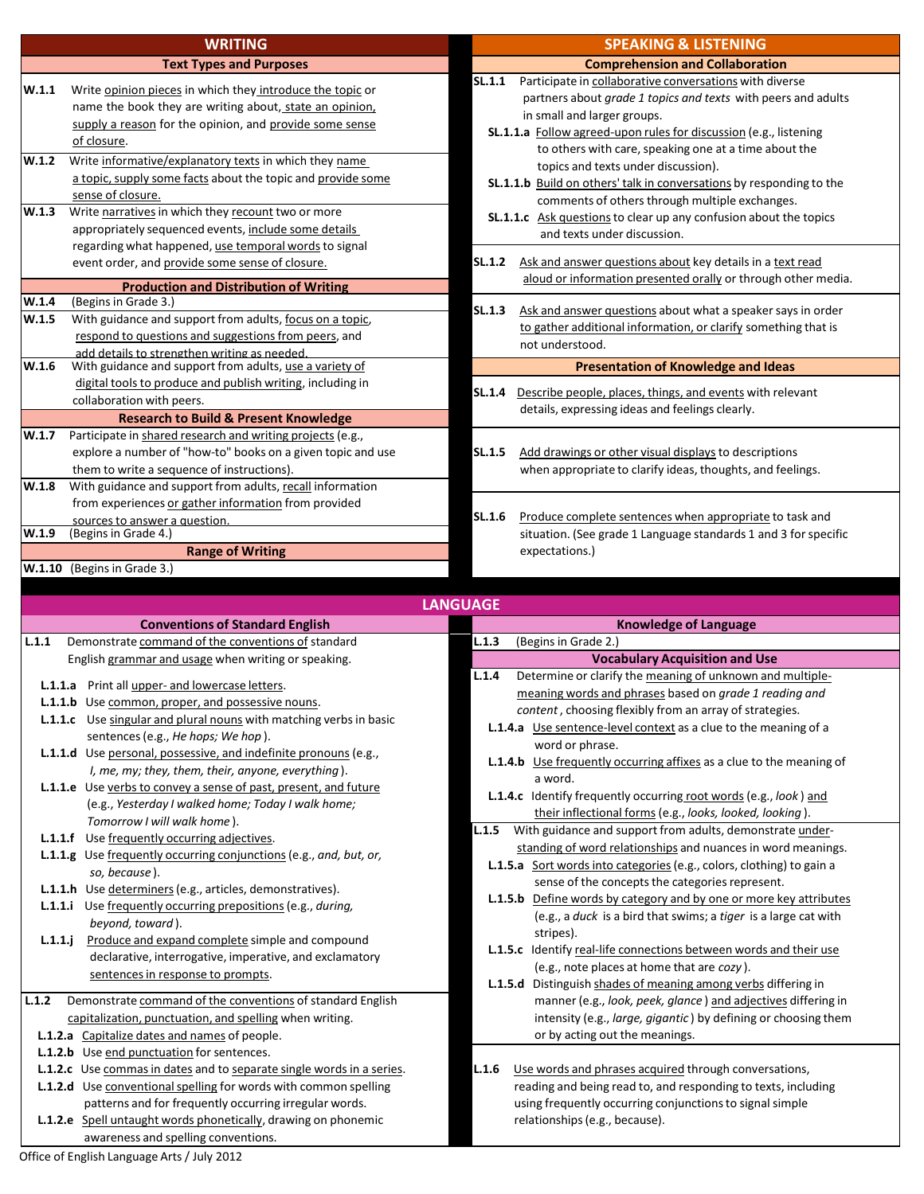## WRITING

### Text Types and Purposes

**W.1.1** Write opinion pieces in which they introduce the topic or name the book they are writing about, state an opinion, supply a reason for the opinion, and provide some sense of closure.

**W.1.2** Write informative/explanatory texts in which they name a topic, supply some facts about the topic and provide some sense of closure.

**W.1.3** Write narratives in which they recount two or more appropriately sequenced events, include some details regarding what happened, use temporal words to signal event order, and provide some sense of closure.

### Production and Distribution of Writing

**W.1.4** (Begins in Grade 3.)

**W.1.5** With guidance and support from adults, focus on a topic, respond to questions and suggestions from peers, and add details to strengthen writing as needed.

**W.1.6** With guidance and support from adults, use a variety of digital tools to produce and publish writing, including in collaboration with peers.

### Research to Build & Present Knowledge

**W.1.7** Participate in shared research and writing projects (e.g., explore a number of "how-to" books on a given topic and use them to write a sequence of instructions).

**W.1.8** With guidance and support from adults, recall information from experiences or gather information from provided sources to answer a question.

**W.1.9** (Begins in Grade 4.)

### Range of Writing

**W.1.10** (Begins in Grade 3.)

## SPEAKING & LISTENING

### Comprehension and Collaboration

**SL.1.1** Participate in collaborative conversations with diverse partners about *grade 1 topics and texts* with peers and adults in small and larger groups.

- **SL.1.1.a** Follow agreed-upon rules for discussion (e.g., listening to others with care, speaking one at a time about the topics and texts under discussion).
- **SL.1.1.b** Build on others' talk in conversations by responding to the comments of others through multiple exchanges.
- **SL.1.1.c** Ask questions to clear up any confusion about the topics and texts under discussion.

**SL.1.2** Ask and answer questions about key details in a text read aloud or information presented orally or through other media.

**SL.1.3** Ask and answer questions about what a speaker says in order to gather additional information, or clarify something that is not understood.

### Presentation of Knowledge and Ideas

**SL.1.4** Describe people, places, things, and events with relevant details, expressing ideas and feelings clearly.

**SL.1.5** Add drawings or other visual displays to descriptions when appropriate to clarify ideas, thoughts, and feelings.

**SL.1.6** Produce complete sentences when appropriate to task and situation. (See grade 1 Language standards 1 and 3 for specific expectations.)

## LANGUAGE

### Conventions of Standard English

**L.1.1** Demonstrate command of the conventions of standard English grammar and usage when writing or speaking.

- **L.1.1.a** Print all upper- and lowercase letters.
- **L.1.1.b** Use common, proper, and possessive nouns.
- **L.1.1.c** Use singular and plural nouns with matching verbs in basic sentences (e.g., *He hops; We hop*).
- **L.1.1.d** Use personal, possessive, and indefinite pronouns (e.g., *I, me, my; they, them, their, anyone, everything*).
- **L.1.1.e** Use verbs to convey a sense of past, present, and future (e.g., *Yesterday I walked home; Today I walk home; Tomorrow I will walk home*).
- **L.1.1.f** Use frequently occurring adjectives.
- **L.1.1.g** Use frequently occurring conjunctions (e.g., *and, but, or, so, because*).
- **L.1.1.h** Use determiners (e.g., articles, demonstratives).
- **L.1.1.i** Use frequently occurring prepositions (e.g., *during, beyond, toward*).
- **L.1.1.j** Produce and expand complete simple and compound declarative, interrogative, imperative, and exclamatory sentences in response to prompts.

**L.1.2** Demonstrate command of the conventions of standard English capitalization, punctuation, and spelling when writing.

- **L.1.2.a** Capitalize dates and names of people.
- **L.1.2.b** Use end punctuation for sentences.
- **L.1.2.c** Use commas in dates and to separate single words in a series.
- **L.1.2.d** Use conventional spelling for words with common spelling patterns and for frequently occurring irregular words.
- **L.1.2.e** Spell untaught words phonetically, drawing on phonemic awareness and spelling conventions.

### Knowledge of Language

**L.1.3** (Begins in Grade 2.)

### Vocabulary Acquisition and Use

**L.1.4** Determine or clarify the meaning of unknown and multiple-meaning words and phrases based on *grade 1 reading and content*, choosing flexibly from an array of strategies.

- **L.1.4.a** Use sentence-level context as a clue to the meaning of a word or phrase.
- **L.1.4.b** Use frequently occurring affixes as a clue to the meaning of a word.
- **L.1.4.c** Identify frequently occurring root words (e.g., *look*) and their inflectional forms (e.g., *looks, looked, looking*).

**L.1.5** With guidance and support from adults, demonstrate understanding of word relationships and nuances in word meanings.

- **L.1.5.a** Sort words into categories (e.g., colors, clothing) to gain a sense of the concepts the categories represent.
- **L.1.5.b** Define words by category and by one or more key attributes (e.g., a *duck* is a bird that swims; a *tiger* is a large cat with stripes).
- **L.1.5.c** Identify real-life connections between words and their use (e.g., note places at home that are *cozy*).
- **L.1.5.d** Distinguish shades of meaning among verbs differing in manner (e.g., *look, peek, glance*) and adjectives differing in intensity (e.g., *large, gigantic*) by defining or choosing them or by acting out the meanings.

**L.1.6** Use words and phrases acquired through conversations, reading and being read to, and responding to texts, including using frequently occurring conjunctions to signal simple relationships (e.g., because).

Office of English Language Arts / July 2012